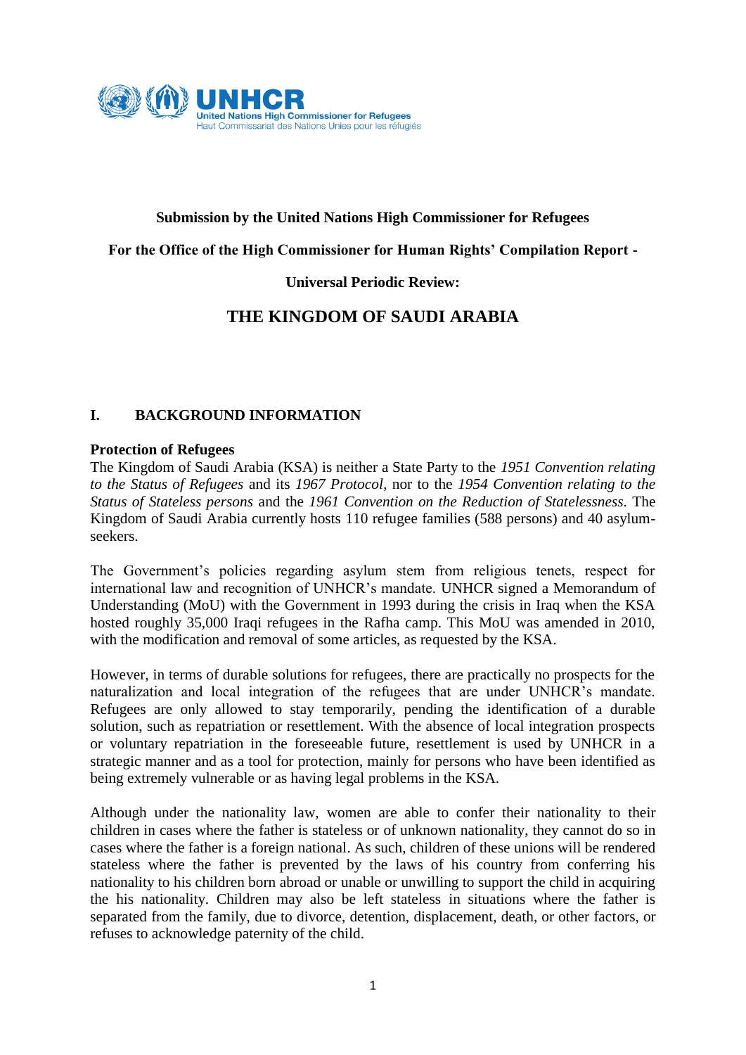**Submission by the United Nations High Commissioner for Refugees**

**For the Office of the High Commissioner for Human Rights' Compilation Report -**

**Universal Periodic Review:**

# THE KINGDOM OF SAUDI ARABIA

## I. BACKGROUND INFORMATION

**Protection of Refugees**

The Kingdom of Saudi Arabia (KSA) is neither a State Party to the *1951 Convention relating to the Status of Refugees* and its *1967 Protocol*, nor to the *1954 Convention relating to the Status of Stateless persons* and the *1961 Convention on the Reduction of Statelessness*. The Kingdom of Saudi Arabia currently hosts 110 refugee families (588 persons) and 40 asylum-seekers.

The Government's policies regarding asylum stem from religious tenets, respect for international law and recognition of UNHCR's mandate. UNHCR signed a Memorandum of Understanding (MoU) with the Government in 1993 during the crisis in Iraq when the KSA hosted roughly 35,000 Iraqi refugees in the Rafha camp. This MoU was amended in 2010, with the modification and removal of some articles, as requested by the KSA.

However, in terms of durable solutions for refugees, there are practically no prospects for the naturalization and local integration of the refugees that are under UNHCR's mandate. Refugees are only allowed to stay temporarily, pending the identification of a durable solution, such as repatriation or resettlement. With the absence of local integration prospects or voluntary repatriation in the foreseeable future, resettlement is used by UNHCR in a strategic manner and as a tool for protection, mainly for persons who have been identified as being extremely vulnerable or as having legal problems in the KSA.

Although under the nationality law, women are able to confer their nationality to their children in cases where the father is stateless or of unknown nationality, they cannot do so in cases where the father is a foreign national. As such, children of these unions will be rendered stateless where the father is prevented by the laws of his country from conferring his nationality to his children born abroad or unable or unwilling to support the child in acquiring the his nationality. Children may also be left stateless in situations where the father is separated from the family, due to divorce, detention, displacement, death, or other factors, or refuses to acknowledge paternity of the child.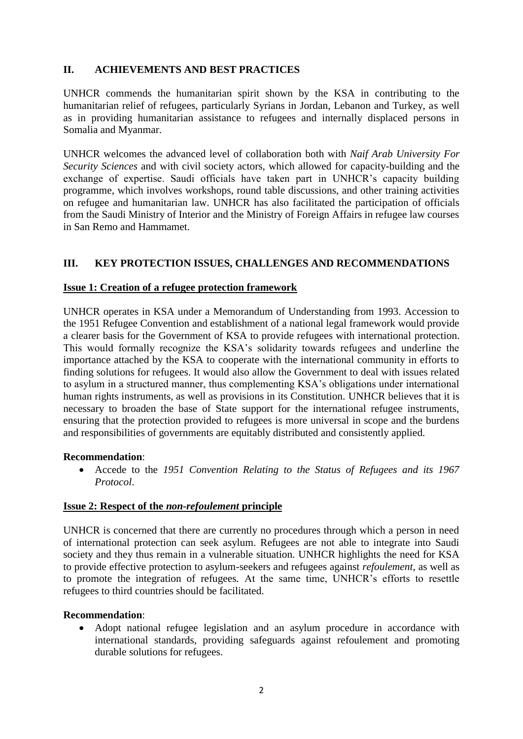## II. ACHIEVEMENTS AND BEST PRACTICES

UNHCR commends the humanitarian spirit shown by the KSA in contributing to the humanitarian relief of refugees, particularly Syrians in Jordan, Lebanon and Turkey, as well as in providing humanitarian assistance to refugees and internally displaced persons in Somalia and Myanmar.

UNHCR welcomes the advanced level of collaboration both with *Naif Arab University For Security Sciences* and with civil society actors, which allowed for capacity-building and the exchange of expertise. Saudi officials have taken part in UNHCR's capacity building programme, which involves workshops, round table discussions, and other training activities on refugee and humanitarian law. UNHCR has also facilitated the participation of officials from the Saudi Ministry of Interior and the Ministry of Foreign Affairs in refugee law courses in San Remo and Hammamet.

## III. KEY PROTECTION ISSUES, CHALLENGES AND RECOMMENDATIONS

### Issue 1: Creation of a refugee protection framework

UNHCR operates in KSA under a Memorandum of Understanding from 1993. Accession to the 1951 Refugee Convention and establishment of a national legal framework would provide a clearer basis for the Government of KSA to provide refugees with international protection. This would formally recognize the KSA's solidarity towards refugees and underline the importance attached by the KSA to cooperate with the international community in efforts to finding solutions for refugees. It would also allow the Government to deal with issues related to asylum in a structured manner, thus complementing KSA's obligations under international human rights instruments, as well as provisions in its Constitution. UNHCR believes that it is necessary to broaden the base of State support for the international refugee instruments, ensuring that the protection provided to refugees is more universal in scope and the burdens and responsibilities of governments are equitably distributed and consistently applied.

**Recommendation**:

- Accede to the *1951 Convention Relating to the Status of Refugees and its 1967 Protocol*.

### Issue 2: Respect of the *non-refoulement* principle

UNHCR is concerned that there are currently no procedures through which a person in need of international protection can seek asylum. Refugees are not able to integrate into Saudi society and they thus remain in a vulnerable situation. UNHCR highlights the need for KSA to provide effective protection to asylum-seekers and refugees against *refoulement*, as well as to promote the integration of refugees. At the same time, UNHCR's efforts to resettle refugees to third countries should be facilitated.

**Recommendation**:

- Adopt national refugee legislation and an asylum procedure in accordance with international standards, providing safeguards against refoulement and promoting durable solutions for refugees.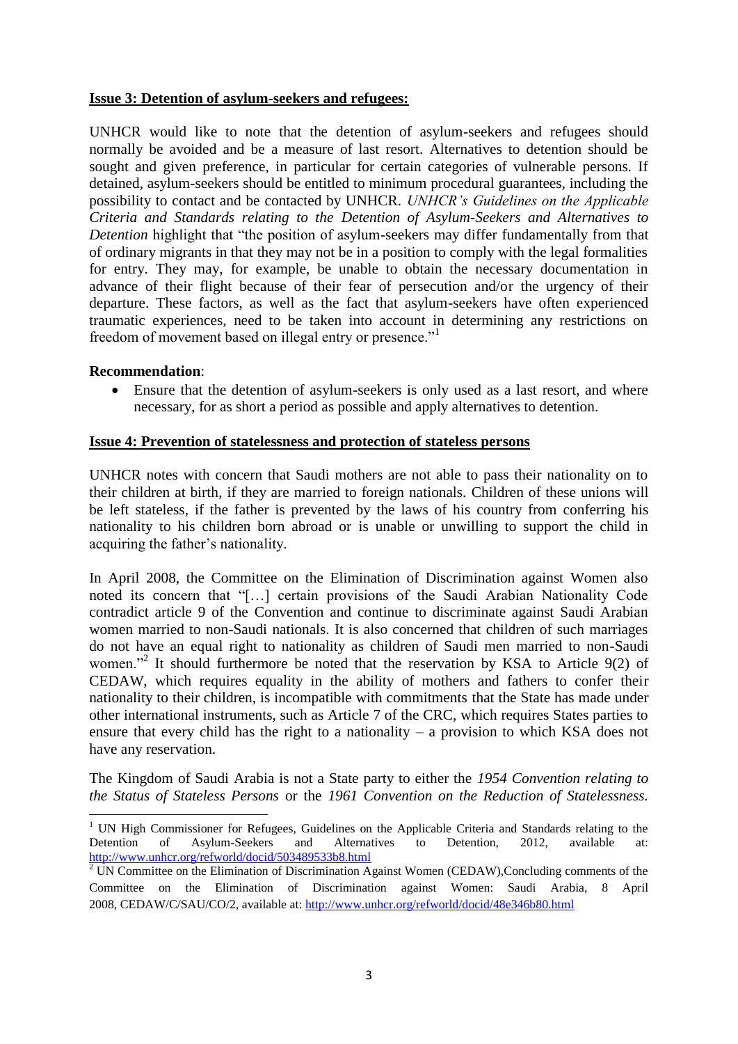**Issue 3: Detention of asylum-seekers and refugees:**

UNHCR would like to note that the detention of asylum-seekers and refugees should normally be avoided and be a measure of last resort. Alternatives to detention should be sought and given preference, in particular for certain categories of vulnerable persons. If detained, asylum-seekers should be entitled to minimum procedural guarantees, including the possibility to contact and be contacted by UNHCR. *UNHCR's Guidelines on the Applicable Criteria and Standards relating to the Detention of Asylum-Seekers and Alternatives to Detention* highlight that "the position of asylum-seekers may differ fundamentally from that of ordinary migrants in that they may not be in a position to comply with the legal formalities for entry. They may, for example, be unable to obtain the necessary documentation in advance of their flight because of their fear of persecution and/or the urgency of their departure. These factors, as well as the fact that asylum-seekers have often experienced traumatic experiences, need to be taken into account in determining any restrictions on freedom of movement based on illegal entry or presence."[1]

**Recommendation**:

- Ensure that the detention of asylum-seekers is only used as a last resort, and where necessary, for as short a period as possible and apply alternatives to detention.

**Issue 4: Prevention of statelessness and protection of stateless persons**

UNHCR notes with concern that Saudi mothers are not able to pass their nationality on to their children at birth, if they are married to foreign nationals. Children of these unions will be left stateless, if the father is prevented by the laws of his country from conferring his nationality to his children born abroad or is unable or unwilling to support the child in acquiring the father's nationality.

In April 2008, the Committee on the Elimination of Discrimination against Women also noted its concern that "[…] certain provisions of the Saudi Arabian Nationality Code contradict article 9 of the Convention and continue to discriminate against Saudi Arabian women married to non-Saudi nationals. It is also concerned that children of such marriages do not have an equal right to nationality as children of Saudi men married to non-Saudi women."[2] It should furthermore be noted that the reservation by KSA to Article 9(2) of CEDAW, which requires equality in the ability of mothers and fathers to confer their nationality to their children, is incompatible with commitments that the State has made under other international instruments, such as Article 7 of the CRC, which requires States parties to ensure that every child has the right to a nationality – a provision to which KSA does not have any reservation.

The Kingdom of Saudi Arabia is not a State party to either the *1954 Convention relating to the Status of Stateless Persons* or the *1961 Convention on the Reduction of Statelessness.*

---

[1] UN High Commissioner for Refugees, Guidelines on the Applicable Criteria and Standards relating to the Detention of Asylum-Seekers and Alternatives to Detention, 2012, available at: http://www.unhcr.org/refworld/docid/503489533b8.html

[2] UN Committee on the Elimination of Discrimination Against Women (CEDAW),Concluding comments of the Committee on the Elimination of Discrimination against Women: Saudi Arabia, 8 April 2008, CEDAW/C/SAU/CO/2, available at: http://www.unhcr.org/refworld/docid/48e346b80.html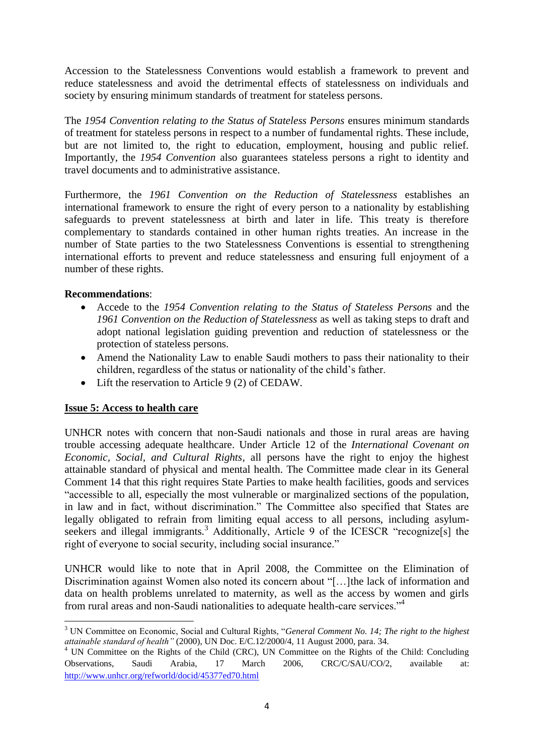Accession to the Statelessness Conventions would establish a framework to prevent and reduce statelessness and avoid the detrimental effects of statelessness on individuals and society by ensuring minimum standards of treatment for stateless persons.

The *1954 Convention relating to the Status of Stateless Persons* ensures minimum standards of treatment for stateless persons in respect to a number of fundamental rights. These include, but are not limited to, the right to education, employment, housing and public relief. Importantly, the *1954 Convention* also guarantees stateless persons a right to identity and travel documents and to administrative assistance.

Furthermore, the *1961 Convention on the Reduction of Statelessness* establishes an international framework to ensure the right of every person to a nationality by establishing safeguards to prevent statelessness at birth and later in life. This treaty is therefore complementary to standards contained in other human rights treaties. An increase in the number of State parties to the two Statelessness Conventions is essential to strengthening international efforts to prevent and reduce statelessness and ensuring full enjoyment of a number of these rights.

**Recommendations**:

- Accede to the *1954 Convention relating to the Status of Stateless Persons* and the *1961 Convention on the Reduction of Statelessness* as well as taking steps to draft and adopt national legislation guiding prevention and reduction of statelessness or the protection of stateless persons.
- Amend the Nationality Law to enable Saudi mothers to pass their nationality to their children, regardless of the status or nationality of the child's father.
- Lift the reservation to Article 9 (2) of CEDAW.

**<u>Issue 5: Access to health care</u>**

UNHCR notes with concern that non-Saudi nationals and those in rural areas are having trouble accessing adequate healthcare. Under Article 12 of the *International Covenant on Economic, Social, and Cultural Rights*, all persons have the right to enjoy the highest attainable standard of physical and mental health. The Committee made clear in its General Comment 14 that this right requires State Parties to make health facilities, goods and services "accessible to all, especially the most vulnerable or marginalized sections of the population, in law and in fact, without discrimination." The Committee also specified that States are legally obligated to refrain from limiting equal access to all persons, including asylum-seekers and illegal immigrants.[3] Additionally, Article 9 of the ICESCR "recognize[s] the right of everyone to social security, including social insurance."

UNHCR would like to note that in April 2008, the Committee on the Elimination of Discrimination against Women also noted its concern about "[…]the lack of information and data on health problems unrelated to maternity, as well as the access by women and girls from rural areas and non-Saudi nationalities to adequate health-care services."[4]

---

[3] UN Committee on Economic, Social and Cultural Rights, "*General Comment No. 14; The right to the highest attainable standard of health"* (2000), UN Doc. E/C.12/2000/4, 11 August 2000, para. 34.

[4] UN Committee on the Rights of the Child (CRC), UN Committee on the Rights of the Child: Concluding Observations, Saudi Arabia, 17 March 2006, CRC/C/SAU/CO/2, available at: http://www.unhcr.org/refworld/docid/45377ed70.html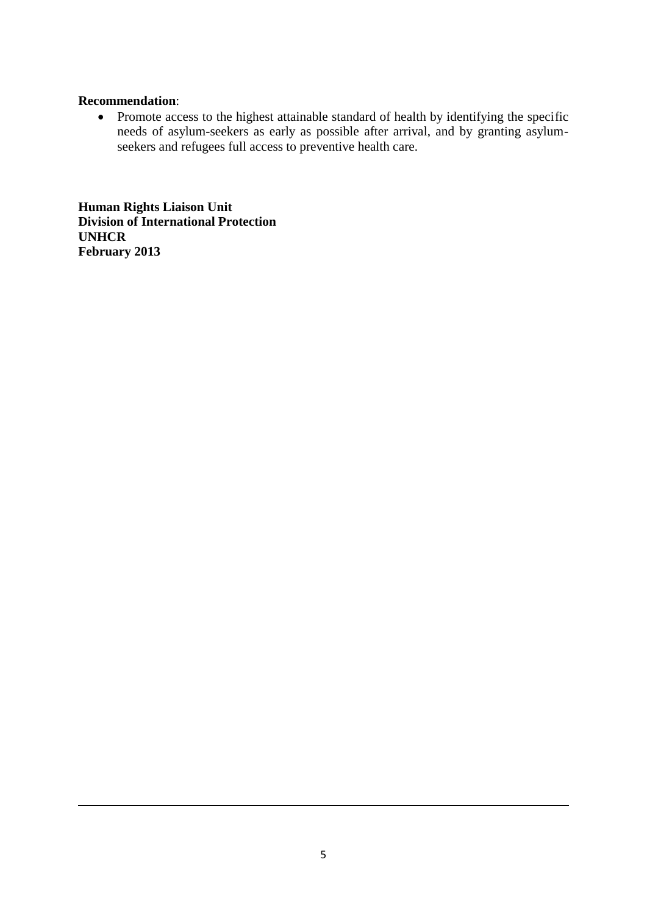**Recommendation**:

- Promote access to the highest attainable standard of health by identifying the specific needs of asylum-seekers as early as possible after arrival, and by granting asylum-seekers and refugees full access to preventive health care.

**Human Rights Liaison Unit**
**Division of International Protection**
**UNHCR**
**February 2013**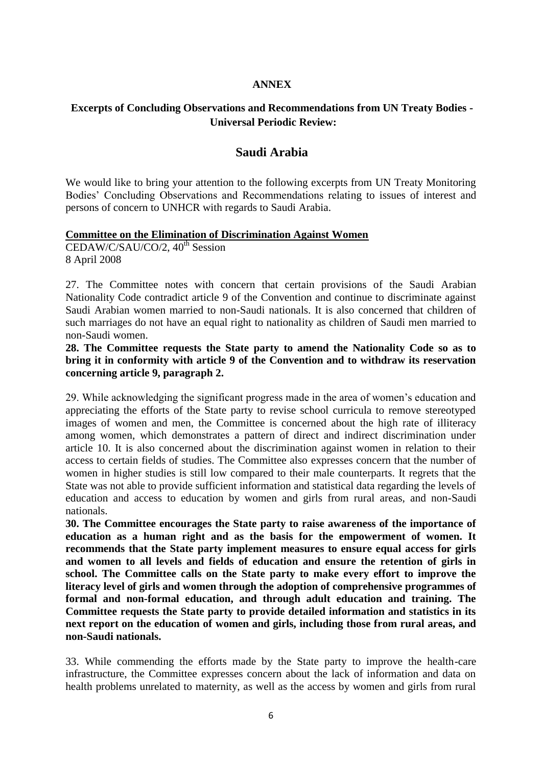**ANNEX**

**Excerpts of Concluding Observations and Recommendations from UN Treaty Bodies - Universal Periodic Review:**

## Saudi Arabia

We would like to bring your attention to the following excerpts from UN Treaty Monitoring Bodies' Concluding Observations and Recommendations relating to issues of interest and persons of concern to UNHCR with regards to Saudi Arabia.

**Committee on the Elimination of Discrimination Against Women**

CEDAW/C/SAU/CO/2, 40th Session
8 April 2008

27. The Committee notes with concern that certain provisions of the Saudi Arabian Nationality Code contradict article 9 of the Convention and continue to discriminate against Saudi Arabian women married to non-Saudi nationals. It is also concerned that children of such marriages do not have an equal right to nationality as children of Saudi men married to non-Saudi women.

**28. The Committee requests the State party to amend the Nationality Code so as to bring it in conformity with article 9 of the Convention and to withdraw its reservation concerning article 9, paragraph 2.**

29. While acknowledging the significant progress made in the area of women's education and appreciating the efforts of the State party to revise school curricula to remove stereotyped images of women and men, the Committee is concerned about the high rate of illiteracy among women, which demonstrates a pattern of direct and indirect discrimination under article 10. It is also concerned about the discrimination against women in relation to their access to certain fields of studies. The Committee also expresses concern that the number of women in higher studies is still low compared to their male counterparts. It regrets that the State was not able to provide sufficient information and statistical data regarding the levels of education and access to education by women and girls from rural areas, and non-Saudi nationals.

**30. The Committee encourages the State party to raise awareness of the importance of education as a human right and as the basis for the empowerment of women. It recommends that the State party implement measures to ensure equal access for girls and women to all levels and fields of education and ensure the retention of girls in school. The Committee calls on the State party to make every effort to improve the literacy level of girls and women through the adoption of comprehensive programmes of formal and non-formal education, and through adult education and training. The Committee requests the State party to provide detailed information and statistics in its next report on the education of women and girls, including those from rural areas, and non-Saudi nationals.**

33. While commending the efforts made by the State party to improve the health-care infrastructure, the Committee expresses concern about the lack of information and data on health problems unrelated to maternity, as well as the access by women and girls from rural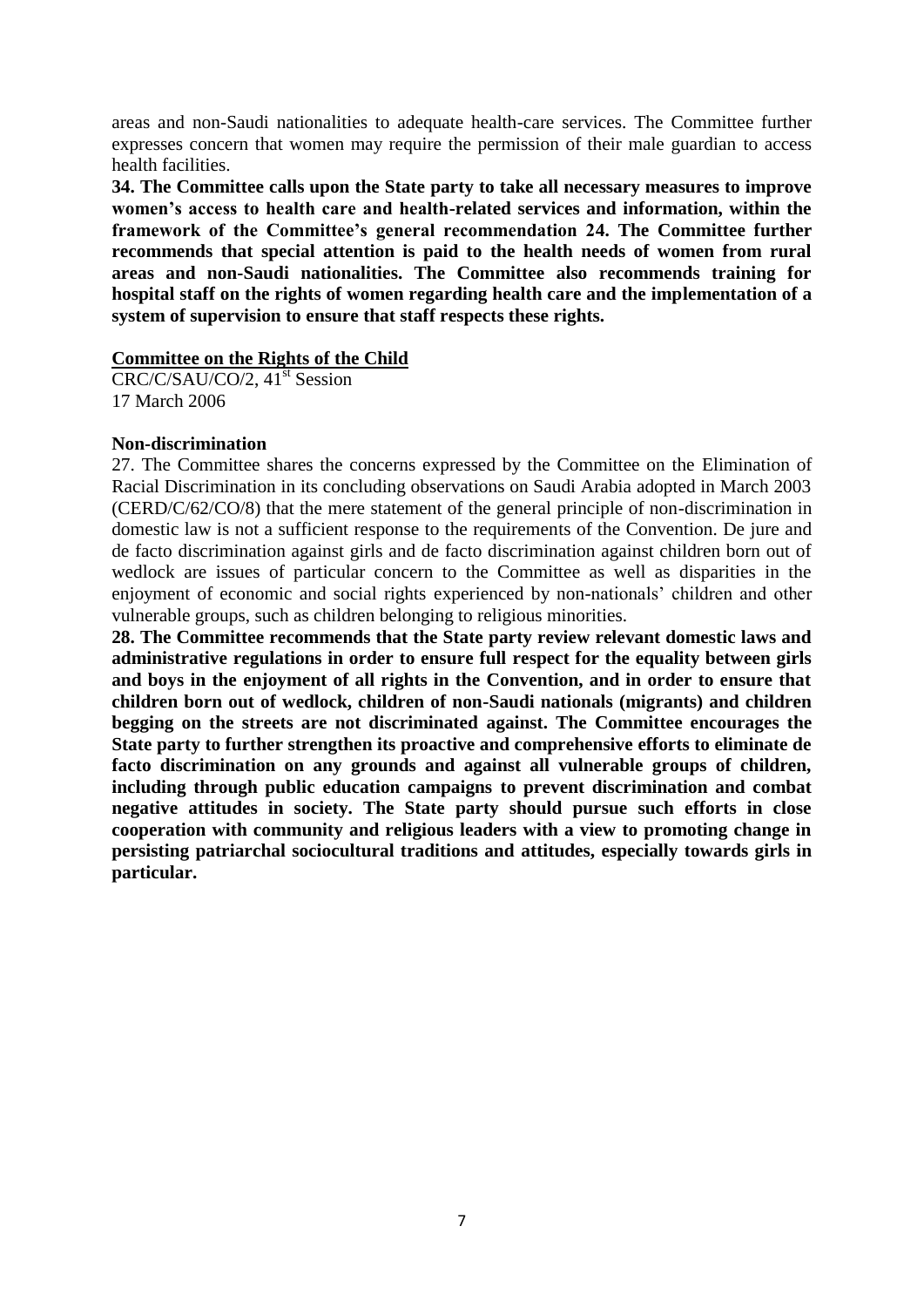areas and non-Saudi nationalities to adequate health-care services. The Committee further expresses concern that women may require the permission of their male guardian to access health facilities.

**34. The Committee calls upon the State party to take all necessary measures to improve women's access to health care and health-related services and information, within the framework of the Committee's general recommendation 24. The Committee further recommends that special attention is paid to the health needs of women from rural areas and non-Saudi nationalities. The Committee also recommends training for hospital staff on the rights of women regarding health care and the implementation of a system of supervision to ensure that staff respects these rights.**

**Committee on the Rights of the Child**

CRC/C/SAU/CO/2, 41st Session
17 March 2006

**Non-discrimination**

27. The Committee shares the concerns expressed by the Committee on the Elimination of Racial Discrimination in its concluding observations on Saudi Arabia adopted in March 2003 (CERD/C/62/CO/8) that the mere statement of the general principle of non-discrimination in domestic law is not a sufficient response to the requirements of the Convention. De jure and de facto discrimination against girls and de facto discrimination against children born out of wedlock are issues of particular concern to the Committee as well as disparities in the enjoyment of economic and social rights experienced by non-nationals' children and other vulnerable groups, such as children belonging to religious minorities.

**28. The Committee recommends that the State party review relevant domestic laws and administrative regulations in order to ensure full respect for the equality between girls and boys in the enjoyment of all rights in the Convention, and in order to ensure that children born out of wedlock, children of non-Saudi nationals (migrants) and children begging on the streets are not discriminated against. The Committee encourages the State party to further strengthen its proactive and comprehensive efforts to eliminate de facto discrimination on any grounds and against all vulnerable groups of children, including through public education campaigns to prevent discrimination and combat negative attitudes in society. The State party should pursue such efforts in close cooperation with community and religious leaders with a view to promoting change in persisting patriarchal sociocultural traditions and attitudes, especially towards girls in particular.**